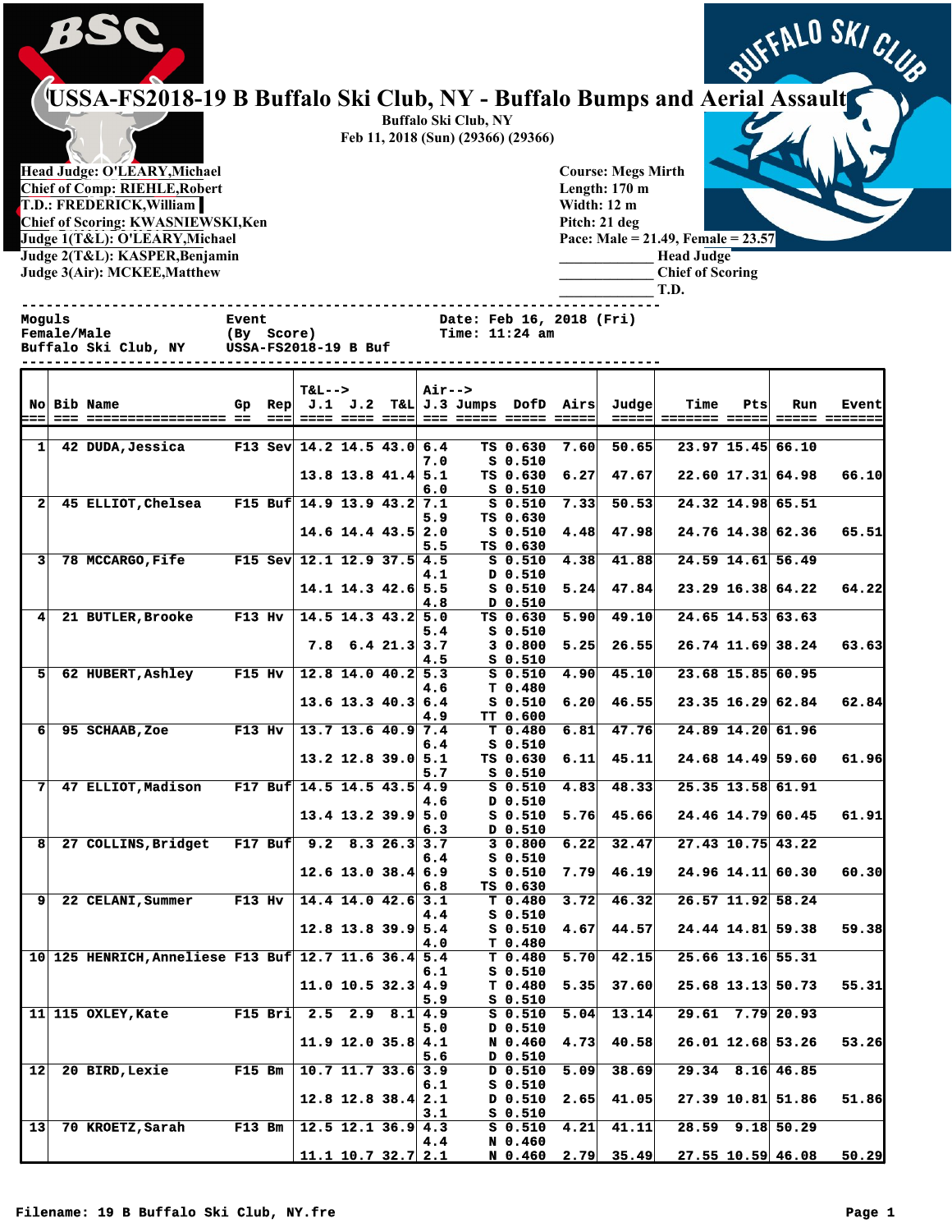# USSA-FS2018-19 B Buffalo Ski Club, NY - Buffalo Bumps and Aerial Assault

Buffalo Ski Club, NY
Feb 11, 2018 (Sun) (29366) (29366)

Head Judge: O'LEARY,Michael
Chief of Comp: RIEHLE,Robert
T.D.: FREDERICK,William
Chief of Scoring: KWASNIEWSKI,Ken
Judge 1(T&L): O'LEARY,Michael
Judge 2(T&L): KASPER,Benjamin
Judge 3(Air): MCKEE,Matthew

Course: Megs Mirth
Length: 170 m
Width: 12 m
Pitch: 21 deg
Pace: Male = 21.49, Female = 23.57

_____________ Head Judge
_____________ Chief of Scoring
_____________ T.D.

```
Moguls                   Event                      Date: Feb 16, 2018 (Fri)
Female/Male              (By  Score)                Time: 11:24 am
Buffalo Ski Club, NY     USSA-FS2018-19 B Buf
```

| No | Bib | Name | Gp | Rep | T&L--> J.1 | J.2 | T&L | Air--> J.3 | Jumps | DofD | Airs | Judge | Time | Pts | Run | Event |
|---|---|---|---|---|---|---|---|---|---|---|---|---|---|---|---|---|
| 1 | 42 | DUDA,Jessica | F13 | Sev | 14.2 | 14.5 | 43.0 | 6.4 | TS | 0.630 | 7.60 | 50.65 | 23.97 | 15.45 | 66.10 | |
| | | | | | | | | 7.0 | S | 0.510 | | | | | | |
| | | | | | 13.8 | 13.8 | 41.4 | 5.1 | TS | 0.630 | 6.27 | 47.67 | 22.60 | 17.31 | 64.98 | 66.10 |
| | | | | | | | | 6.0 | S | 0.510 | | | | | | |
| 2 | 45 | ELLIOT,Chelsea | F15 | Buf | 14.9 | 13.9 | 43.2 | 7.1 | S | 0.510 | 7.33 | 50.53 | 24.32 | 14.98 | 65.51 | |
| | | | | | | | | 5.9 | TS | 0.630 | | | | | | |
| | | | | | 14.6 | 14.4 | 43.5 | 2.0 | S | 0.510 | 4.48 | 47.98 | 24.76 | 14.38 | 62.36 | 65.51 |
| | | | | | | | | 5.5 | TS | 0.630 | | | | | | |
| 3 | 78 | MCCARGO,Fife | F15 | Sev | 12.1 | 12.9 | 37.5 | 4.5 | S | 0.510 | 4.38 | 41.88 | 24.59 | 14.61 | 56.49 | |
| | | | | | | | | 4.1 | D | 0.510 | | | | | | |
| | | | | | 14.1 | 14.3 | 42.6 | 5.5 | S | 0.510 | 5.24 | 47.84 | 23.29 | 16.38 | 64.22 | 64.22 |
| | | | | | | | | 4.8 | D | 0.510 | | | | | | |
| 4 | 21 | BUTLER,Brooke | F13 | Hv | 14.5 | 14.3 | 43.2 | 5.0 | TS | 0.630 | 5.90 | 49.10 | 24.65 | 14.53 | 63.63 | |
| | | | | | | | | 5.4 | S | 0.510 | | | | | | |
| | | | | | 7.8 | 6.4 | 21.3 | 3.7 | 3 | 0.800 | 5.25 | 26.55 | 26.74 | 11.69 | 38.24 | 63.63 |
| | | | | | | | | 4.5 | S | 0.510 | | | | | | |
| 5 | 62 | HUBERT,Ashley | F15 | Hv | 12.8 | 14.0 | 40.2 | 5.3 | S | 0.510 | 4.90 | 45.10 | 23.68 | 15.85 | 60.95 | |
| | | | | | | | | 4.6 | T | 0.480 | | | | | | |
| | | | | | 13.6 | 13.3 | 40.3 | 6.4 | S | 0.510 | 6.20 | 46.55 | 23.35 | 16.29 | 62.84 | 62.84 |
| | | | | | | | | 4.9 | TT | 0.600 | | | | | | |
| 6 | 95 | SCHAAB,Zoe | F13 | Hv | 13.7 | 13.6 | 40.9 | 7.4 | T | 0.480 | 6.81 | 47.76 | 24.89 | 14.20 | 61.96 | |
| | | | | | | | | 6.4 | S | 0.510 | | | | | | |
| | | | | | 13.2 | 12.8 | 39.0 | 5.1 | TS | 0.630 | 6.11 | 45.11 | 24.68 | 14.49 | 59.60 | 61.96 |
| | | | | | | | | 5.7 | S | 0.510 | | | | | | |
| 7 | 47 | ELLIOT,Madison | F17 | Buf | 14.5 | 14.5 | 43.5 | 4.9 | S | 0.510 | 4.83 | 48.33 | 25.35 | 13.58 | 61.91 | |
| | | | | | | | | 4.6 | D | 0.510 | | | | | | |
| | | | | | 13.4 | 13.2 | 39.9 | 5.0 | S | 0.510 | 5.76 | 45.66 | 24.46 | 14.79 | 60.45 | 61.91 |
| | | | | | | | | 6.3 | D | 0.510 | | | | | | |
| 8 | 27 | COLLINS,Bridget | F17 | Buf | 9.2 | 8.3 | 26.3 | 3.7 | 3 | 0.800 | 6.22 | 32.47 | 27.43 | 10.75 | 43.22 | |
| | | | | | | | | 6.4 | S | 0.510 | | | | | | |
| | | | | | 12.6 | 13.0 | 38.4 | 6.9 | S | 0.510 | 7.79 | 46.19 | 24.96 | 14.11 | 60.30 | 60.30 |
| | | | | | | | | 6.8 | TS | 0.630 | | | | | | |
| 9 | 22 | CELANI,Summer | F13 | Hv | 14.4 | 14.0 | 42.6 | 3.1 | T | 0.480 | 3.72 | 46.32 | 26.57 | 11.92 | 58.24 | |
| | | | | | | | | 4.4 | S | 0.510 | | | | | | |
| | | | | | 12.8 | 13.8 | 39.9 | 5.4 | S | 0.510 | 4.67 | 44.57 | 24.44 | 14.81 | 59.38 | 59.38 |
| | | | | | | | | 4.0 | T | 0.480 | | | | | | |
| 10 | 125 | HENRICH,Anneliese | F13 | Buf | 12.7 | 11.6 | 36.4 | 5.4 | T | 0.480 | 5.70 | 42.15 | 25.66 | 13.16 | 55.31 | |
| | | | | | | | | 6.1 | S | 0.510 | | | | | | |
| | | | | | 11.0 | 10.5 | 32.3 | 4.9 | T | 0.480 | 5.35 | 37.60 | 25.68 | 13.13 | 50.73 | 55.31 |
| | | | | | | | | 5.9 | S | 0.510 | | | | | | |
| 11 | 115 | OXLEY,Kate | F15 | Bri | 2.5 | 2.9 | 8.1 | 4.9 | S | 0.510 | 5.04 | 13.14 | 29.61 | 7.79 | 20.93 | |
| | | | | | | | | 5.0 | D | 0.510 | | | | | | |
| | | | | | 11.9 | 12.0 | 35.8 | 4.1 | N | 0.460 | 4.73 | 40.58 | 26.01 | 12.68 | 53.26 | 53.26 |
| | | | | | | | | 5.6 | D | 0.510 | | | | | | |
| 12 | 20 | BIRD,Lexie | F15 | Bm | 10.7 | 11.7 | 33.6 | 3.9 | D | 0.510 | 5.09 | 38.69 | 29.34 | 8.16 | 46.85 | |
| | | | | | | | | 6.1 | S | 0.510 | | | | | | |
| | | | | | 12.8 | 12.8 | 38.4 | 2.1 | D | 0.510 | 2.65 | 41.05 | 27.39 | 10.81 | 51.86 | 51.86 |
| | | | | | | | | 3.1 | S | 0.510 | | | | | | |
| 13 | 70 | KROETZ,Sarah | F13 | Bm | 12.5 | 12.1 | 36.9 | 4.3 | S | 0.510 | 4.21 | 41.11 | 28.59 | 9.18 | 50.29 | |
| | | | | | | | | 4.4 | N | 0.460 | | | | | | |
| | | | | | 11.1 | 10.7 | 32.7 | 2.1 | N | 0.460 | 2.79 | 35.49 | 27.55 | 10.59 | 46.08 | 50.29 |

Filename: 19 B Buffalo Ski Club, NY.fre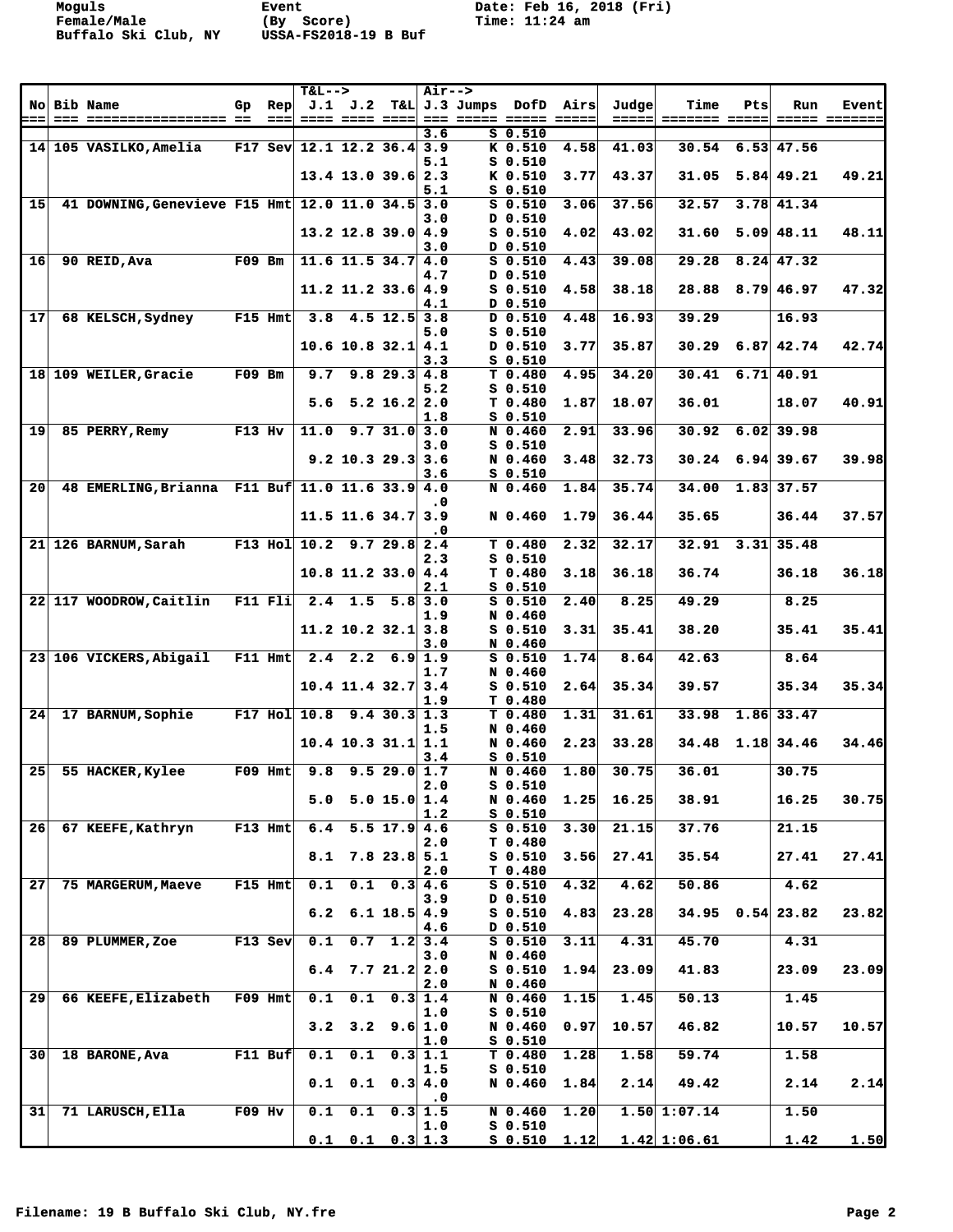Moguls Event Date: Feb 16, 2018 (Fri)
Female/Male (By Score) Time: 11:24 am
Buffalo Ski Club, NY USSA-FS2018-19 B Buf

| No | Bib | Name | Gp | Rep | J.1 | J.2 | T&L | J.3 | Jumps | DofD | Airs | Judge | Time | Pts | Run | Event |
|---|---|---|---|---|---|---|---|---|---|---|---|---|---|---|---|---|
| | | | | | | | | 3.6 | | S 0.510 | | | | | | |
| 14 | 105 | VASILKO,Amelia | F17 | Sev | 12.1 | 12.2 | 36.4 | 3.9 | | K 0.510 | 4.58 | 41.03 | 30.54 | 6.53 | 47.56 | |
| | | | | | | | | 5.1 | | S 0.510 | | | | | | |
| | | | | | 13.4 | 13.0 | 39.6 | 2.3 | | K 0.510 | 3.77 | 43.37 | 31.05 | 5.84 | 49.21 | 49.21 |
| | | | | | | | | 5.1 | | S 0.510 | | | | | | |
| 15 | 41 | DOWNING,Genevieve | F15 | Hmt | 12.0 | 11.0 | 34.5 | 3.0 | | S 0.510 | 3.06 | 37.56 | 32.57 | 3.78 | 41.34 | |
| | | | | | | | | 3.0 | | D 0.510 | | | | | | |
| | | | | | 13.2 | 12.8 | 39.0 | 4.9 | | S 0.510 | 4.02 | 43.02 | 31.60 | 5.09 | 48.11 | 48.11 |
| | | | | | | | | 3.0 | | D 0.510 | | | | | | |
| 16 | 90 | REID,Ava | F09 | Bm | 11.6 | 11.5 | 34.7 | 4.0 | | S 0.510 | 4.43 | 39.08 | 29.28 | 8.24 | 47.32 | |
| | | | | | | | | 4.7 | | D 0.510 | | | | | | |
| | | | | | 11.2 | 11.2 | 33.6 | 4.9 | | S 0.510 | 4.58 | 38.18 | 28.88 | 8.79 | 46.97 | 47.32 |
| | | | | | | | | 4.1 | | D 0.510 | | | | | | |
| 17 | 68 | KELSCH,Sydney | F15 | Hmt | 3.8 | 4.5 | 12.5 | 3.8 | | D 0.510 | 4.48 | 16.93 | 39.29 | | 16.93 | |
| | | | | | | | | 5.0 | | S 0.510 | | | | | | |
| | | | | | 10.6 | 10.8 | 32.1 | 4.1 | | D 0.510 | 3.77 | 35.87 | 30.29 | 6.87 | 42.74 | 42.74 |
| | | | | | | | | 3.3 | | S 0.510 | | | | | | |
| 18 | 109 | WEILER,Gracie | F09 | Bm | 9.7 | 9.8 | 29.3 | 4.8 | | T 0.480 | 4.95 | 34.20 | 30.41 | 6.71 | 40.91 | |
| | | | | | | | | 5.2 | | S 0.510 | | | | | | |
| | | | | | 5.6 | 5.2 | 16.2 | 2.0 | | T 0.480 | 1.87 | 18.07 | 36.01 | | 18.07 | 40.91 |
| | | | | | | | | 1.8 | | S 0.510 | | | | | | |
| 19 | 85 | PERRY,Remy | F13 | Hv | 11.0 | 9.7 | 31.0 | 3.0 | | N 0.460 | 2.91 | 33.96 | 30.92 | 6.02 | 39.98 | |
| | | | | | | | | 3.0 | | S 0.510 | | | | | | |
| | | | | | 9.2 | 10.3 | 29.3 | 3.6 | | N 0.460 | 3.48 | 32.73 | 30.24 | 6.94 | 39.67 | 39.98 |
| | | | | | | | | 3.6 | | S 0.510 | | | | | | |
| 20 | 48 | EMERLING,Brianna | F11 | Buf | 11.0 | 11.6 | 33.9 | 4.0 | | N 0.460 | 1.84 | 35.74 | 34.00 | 1.83 | 37.57 | |
| | | | | | | | | .0 | | | | | | | | |
| | | | | | 11.5 | 11.6 | 34.7 | 3.9 | | N 0.460 | 1.79 | 36.44 | 35.65 | | 36.44 | 37.57 |
| | | | | | | | | .0 | | | | | | | | |
| 21 | 126 | BARNUM,Sarah | F13 | Hol | 10.2 | 9.7 | 29.8 | 2.4 | | T 0.480 | 2.32 | 32.17 | 32.91 | 3.31 | 35.48 | |
| | | | | | | | | 2.3 | | S 0.510 | | | | | | |
| | | | | | 10.8 | 11.2 | 33.0 | 4.4 | | T 0.480 | 3.18 | 36.18 | 36.74 | | 36.18 | 36.18 |
| | | | | | | | | 2.1 | | S 0.510 | | | | | | |
| 22 | 117 | WOODROW,Caitlin | F11 | Fli | 2.4 | 1.5 | 5.8 | 3.0 | | S 0.510 | 2.40 | 8.25 | 49.29 | | 8.25 | |
| | | | | | | | | 1.9 | | N 0.460 | | | | | | |
| | | | | | 11.2 | 10.2 | 32.1 | 3.8 | | S 0.510 | 3.31 | 35.41 | 38.20 | | 35.41 | 35.41 |
| | | | | | | | | 3.0 | | N 0.460 | | | | | | |
| 23 | 106 | VICKERS,Abigail | F11 | Hmt | 2.4 | 2.2 | 6.9 | 1.9 | | S 0.510 | 1.74 | 8.64 | 42.63 | | 8.64 | |
| | | | | | | | | 1.7 | | N 0.460 | | | | | | |
| | | | | | 10.4 | 11.4 | 32.7 | 3.4 | | S 0.510 | 2.64 | 35.34 | 39.57 | | 35.34 | 35.34 |
| | | | | | | | | 1.9 | | T 0.480 | | | | | | |
| 24 | 17 | BARNUM,Sophie | F17 | Hol | 10.8 | 9.4 | 30.3 | 1.3 | | T 0.480 | 1.31 | 31.61 | 33.98 | 1.86 | 33.47 | |
| | | | | | | | | 1.5 | | N 0.460 | | | | | | |
| | | | | | 10.4 | 10.3 | 31.1 | 1.1 | | N 0.460 | 2.23 | 33.28 | 34.48 | 1.18 | 34.46 | 34.46 |
| | | | | | | | | 3.4 | | S 0.510 | | | | | | |
| 25 | 55 | HACKER,Kylee | F09 | Hmt | 9.8 | 9.5 | 29.0 | 1.7 | | N 0.460 | 1.80 | 30.75 | 36.01 | | 30.75 | |
| | | | | | | | | 2.0 | | S 0.510 | | | | | | |
| | | | | | 5.0 | 5.0 | 15.0 | 1.4 | | N 0.460 | 1.25 | 16.25 | 38.91 | | 16.25 | 30.75 |
| | | | | | | | | 1.2 | | S 0.510 | | | | | | |
| 26 | 67 | KEEFE,Kathryn | F13 | Hmt | 6.4 | 5.5 | 17.9 | 4.6 | | S 0.510 | 3.30 | 21.15 | 37.76 | | 21.15 | |
| | | | | | | | | 2.0 | | T 0.480 | | | | | | |
| | | | | | 8.1 | 7.8 | 23.8 | 5.1 | | S 0.510 | 3.56 | 27.41 | 35.54 | | 27.41 | 27.41 |
| | | | | | | | | 2.0 | | T 0.480 | | | | | | |
| 27 | 75 | MARGERUM,Maeve | F15 | Hmt | 0.1 | 0.1 | 0.3 | 4.6 | | S 0.510 | 4.32 | 4.62 | 50.86 | | 4.62 | |
| | | | | | | | | 3.9 | | D 0.510 | | | | | | |
| | | | | | 6.2 | 6.1 | 18.5 | 4.9 | | S 0.510 | 4.83 | 23.28 | 34.95 | 0.54 | 23.82 | 23.82 |
| | | | | | | | | 4.6 | | D 0.510 | | | | | | |
| 28 | 89 | PLUMMER,Zoe | F13 | Sev | 0.1 | 0.7 | 1.2 | 3.4 | | S 0.510 | 3.11 | 4.31 | 45.70 | | 4.31 | |
| | | | | | | | | 3.0 | | N 0.460 | | | | | | |
| | | | | | 6.4 | 7.7 | 21.2 | 2.0 | | S 0.510 | 1.94 | 23.09 | 41.83 | | 23.09 | 23.09 |
| | | | | | | | | 2.0 | | N 0.460 | | | | | | |
| 29 | 66 | KEEFE,Elizabeth | F09 | Hmt | 0.1 | 0.1 | 0.3 | 1.4 | | N 0.460 | 1.15 | 1.45 | 50.13 | | 1.45 | |
| | | | | | | | | 1.0 | | S 0.510 | | | | | | |
| | | | | | 3.2 | 3.2 | 9.6 | 1.0 | | N 0.460 | 0.97 | 10.57 | 46.82 | | 10.57 | 10.57 |
| | | | | | | | | 1.0 | | S 0.510 | | | | | | |
| 30 | 18 | BARONE,Ava | F11 | Buf | 0.1 | 0.1 | 0.3 | 1.1 | | T 0.480 | 1.28 | 1.58 | 59.74 | | 1.58 | |
| | | | | | | | | 1.5 | | S 0.510 | | | | | | |
| | | | | | 0.1 | 0.1 | 0.3 | 4.0 | | N 0.460 | 1.84 | 2.14 | 49.42 | | 2.14 | 2.14 |
| | | | | | | | | .0 | | | | | | | | |
| 31 | 71 | LARUSCH,Ella | F09 | Hv | 0.1 | 0.1 | 0.3 | 1.5 | | N 0.460 | 1.20 | 1.50 | 1:07.14 | | 1.50 | |
| | | | | | | | | 1.0 | | S 0.510 | | | | | | |
| | | | | | 0.1 | 0.1 | 0.3 | 1.3 | | S 0.510 | 1.12 | 1.42 | 1:06.61 | | 1.42 | 1.50 |

Filename: 19 B Buffalo Ski Club, NY.fre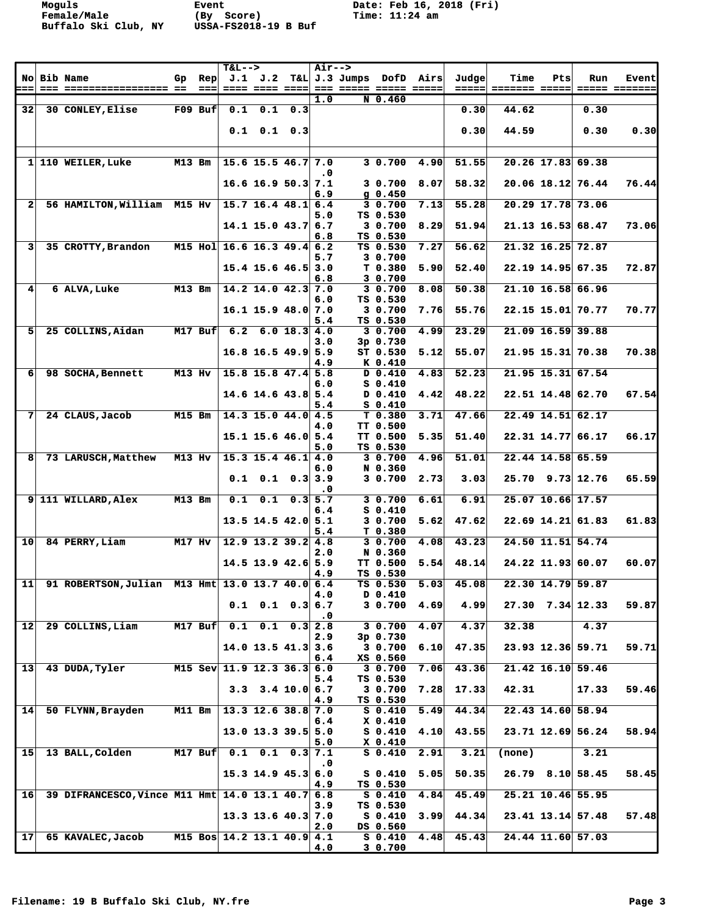Moguls
Female/Male
Buffalo Ski Club, NY

Event
(By Score)
USSA-FS2018-19 B Buf

Date: Feb 16, 2018 (Fri)
Time: 11:24 am

| No | Bib | Name | Gp | Rep | T&L--> J.1 | J.2 | T&L | Air--> J.3 | Jumps | DofD | Airs | Judge | Time | Pts | Run | Event |
|---|---|---|---|---|---|---|---|---|---|---|---|---|---|---|---|---|
| | | | | | | | | 1.0 | N | 0.460 | | | | | | |
| 32 | 30 | CONLEY,Elise | F09 | Buf | 0.1 | 0.1 | 0.3 | | | | | 0.30 | 44.62 | | 0.30 | |
| | | | | | 0.1 | 0.1 | 0.3 | | | | | 0.30 | 44.59 | | 0.30 | 0.30 |
| 1 | 110 | WEILER,Luke | M13 | Bm | 15.6 | 15.5 | 46.7 | 7.0 | 3 | 0.700 | 4.90 | 51.55 | 20.26 | 17.83 | 69.38 | |
| | | | | | | | | .0 | | | | | | | | |
| | | | | | 16.6 | 16.9 | 50.3 | 7.1 | 3 | 0.700 | 8.07 | 58.32 | 20.06 | 18.12 | 76.44 | 76.44 |
| | | | | | | | | 6.9 | g | 0.450 | | | | | | |
| 2 | 56 | HAMILTON,William | M15 | Hv | 15.7 | 16.4 | 48.1 | 6.4 | 3 | 0.700 | 7.13 | 55.28 | 20.29 | 17.78 | 73.06 | |
| | | | | | | | | 5.0 | TS | 0.530 | | | | | | |
| | | | | | 14.1 | 15.0 | 43.7 | 6.7 | 3 | 0.700 | 8.29 | 51.94 | 21.13 | 16.53 | 68.47 | 73.06 |
| | | | | | | | | 6.8 | TS | 0.530 | | | | | | |
| 3 | 35 | CROTTY,Brandon | M15 | Hol | 16.6 | 16.3 | 49.4 | 6.2 | TS | 0.530 | 7.27 | 56.62 | 21.32 | 16.25 | 72.87 | |
| | | | | | | | | 5.7 | 3 | 0.700 | | | | | | |
| | | | | | 15.4 | 15.6 | 46.5 | 3.0 | T | 0.380 | 5.90 | 52.40 | 22.19 | 14.95 | 67.35 | 72.87 |
| | | | | | | | | 6.8 | 3 | 0.700 | | | | | | |
| 4 | 6 | ALVA,Luke | M13 | Bm | 14.2 | 14.0 | 42.3 | 7.0 | 3 | 0.700 | 8.08 | 50.38 | 21.10 | 16.58 | 66.96 | |
| | | | | | | | | 6.0 | TS | 0.530 | | | | | | |
| | | | | | 16.1 | 15.9 | 48.0 | 7.0 | 3 | 0.700 | 7.76 | 55.76 | 22.15 | 15.01 | 70.77 | 70.77 |
| | | | | | | | | 5.4 | TS | 0.530 | | | | | | |
| 5 | 25 | COLLINS,Aidan | M17 | Buf | 6.2 | 6.0 | 18.3 | 4.0 | 3 | 0.700 | 4.99 | 23.29 | 21.09 | 16.59 | 39.88 | |
| | | | | | | | | 3.0 | 3p | 0.730 | | | | | | |
| | | | | | 16.8 | 16.5 | 49.9 | 5.9 | ST | 0.530 | 5.12 | 55.07 | 21.95 | 15.31 | 70.38 | 70.38 |
| | | | | | | | | 4.9 | K | 0.410 | | | | | | |
| 6 | 98 | SOCHA,Bennett | M13 | Hv | 15.8 | 15.8 | 47.4 | 5.8 | D | 0.410 | 4.83 | 52.23 | 21.95 | 15.31 | 67.54 | |
| | | | | | | | | 6.0 | S | 0.410 | | | | | | |
| | | | | | 14.6 | 14.6 | 43.8 | 5.4 | D | 0.410 | 4.42 | 48.22 | 22.51 | 14.48 | 62.70 | 67.54 |
| | | | | | | | | 5.4 | S | 0.410 | | | | | | |
| 7 | 24 | CLAUS,Jacob | M15 | Bm | 14.3 | 15.0 | 44.0 | 4.5 | T | 0.380 | 3.71 | 47.66 | 22.49 | 14.51 | 62.17 | |
| | | | | | | | | 4.0 | TT | 0.500 | | | | | | |
| | | | | | 15.1 | 15.6 | 46.0 | 5.4 | TT | 0.500 | 5.35 | 51.40 | 22.31 | 14.77 | 66.17 | 66.17 |
| | | | | | | | | 5.0 | TS | 0.530 | | | | | | |
| 8 | 73 | LARUSCH,Matthew | M13 | Hv | 15.3 | 15.4 | 46.1 | 4.0 | 3 | 0.700 | 4.96 | 51.01 | 22.44 | 14.58 | 65.59 | |
| | | | | | | | | 6.0 | N | 0.360 | | | | | | |
| | | | | | 0.1 | 0.1 | 0.3 | 3.9 | 3 | 0.700 | 2.73 | 3.03 | 25.70 | 9.73 | 12.76 | 65.59 |
| | | | | | | | | .0 | | | | | | | | |
| 9 | 111 | WILLARD,Alex | M13 | Bm | 0.1 | 0.1 | 0.3 | 5.7 | 3 | 0.700 | 6.61 | 6.91 | 25.07 | 10.66 | 17.57 | |
| | | | | | | | | 6.4 | S | 0.410 | | | | | | |
| | | | | | 13.5 | 14.5 | 42.0 | 5.1 | 3 | 0.700 | 5.62 | 47.62 | 22.69 | 14.21 | 61.83 | 61.83 |
| | | | | | | | | 5.4 | T | 0.380 | | | | | | |
| 10 | 84 | PERRY,Liam | M17 | Hv | 12.9 | 13.2 | 39.2 | 4.8 | 3 | 0.700 | 4.08 | 43.23 | 24.50 | 11.51 | 54.74 | |
| | | | | | | | | 2.0 | N | 0.360 | | | | | | |
| | | | | | 14.5 | 13.9 | 42.6 | 5.9 | TT | 0.500 | 5.54 | 48.14 | 24.22 | 11.93 | 60.07 | 60.07 |
| | | | | | | | | 4.9 | TS | 0.530 | | | | | | |
| 11 | 91 | ROBERTSON,Julian | M13 | Hmt | 13.0 | 13.7 | 40.0 | 6.4 | TS | 0.530 | 5.03 | 45.08 | 22.30 | 14.79 | 59.87 | |
| | | | | | | | | 4.0 | D | 0.410 | | | | | | |
| | | | | | 0.1 | 0.1 | 0.3 | 6.7 | 3 | 0.700 | 4.69 | 4.99 | 27.30 | 7.34 | 12.33 | 59.87 |
| | | | | | | | | .0 | | | | | | | | |
| 12 | 29 | COLLINS,Liam | M17 | Buf | 0.1 | 0.1 | 0.3 | 2.8 | 3 | 0.700 | 4.07 | 4.37 | 32.38 | | 4.37 | |
| | | | | | | | | 2.9 | 3p | 0.730 | | | | | | |
| | | | | | 14.0 | 13.5 | 41.3 | 3.6 | 3 | 0.700 | 6.10 | 47.35 | 23.93 | 12.36 | 59.71 | 59.71 |
| | | | | | | | | 6.4 | XS | 0.560 | | | | | | |
| 13 | 43 | DUDA,Tyler | M15 | Sev | 11.9 | 12.3 | 36.3 | 6.0 | 3 | 0.700 | 7.06 | 43.36 | 21.42 | 16.10 | 59.46 | |
| | | | | | | | | 5.4 | TS | 0.530 | | | | | | |
| | | | | | 3.3 | 3.4 | 10.0 | 6.7 | 3 | 0.700 | 7.28 | 17.33 | 42.31 | | 17.33 | 59.46 |
| | | | | | | | | 4.9 | TS | 0.530 | | | | | | |
| 14 | 50 | FLYNN,Brayden | M11 | Bm | 13.3 | 12.6 | 38.8 | 7.0 | S | 0.410 | 5.49 | 44.34 | 22.43 | 14.60 | 58.94 | |
| | | | | | | | | 6.4 | X | 0.410 | | | | | | |
| | | | | | 13.0 | 13.3 | 39.5 | 5.0 | S | 0.410 | 4.10 | 43.55 | 23.71 | 12.69 | 56.24 | 58.94 |
| | | | | | | | | 5.0 | X | 0.410 | | | | | | |
| 15 | 13 | BALL,Colden | M17 | Buf | 0.1 | 0.1 | 0.3 | 7.1 | S | 0.410 | 2.91 | 3.21 | (none) | | 3.21 | |
| | | | | | | | | .0 | | | | | | | | |
| | | | | | 15.3 | 14.9 | 45.3 | 6.0 | S | 0.410 | 5.05 | 50.35 | 26.79 | 8.10 | 58.45 | 58.45 |
| | | | | | | | | 4.9 | TS | 0.530 | | | | | | |
| 16 | 39 | DIFRANCESCO,Vince | M11 | Hmt | 14.0 | 13.1 | 40.7 | 6.8 | S | 0.410 | 4.84 | 45.49 | 25.21 | 10.46 | 55.95 | |
| | | | | | | | | 3.9 | TS | 0.530 | | | | | | |
| | | | | | 13.3 | 13.6 | 40.3 | 7.0 | S | 0.410 | 3.99 | 44.34 | 23.41 | 13.14 | 57.48 | 57.48 |
| | | | | | | | | 2.0 | DS | 0.560 | | | | | | |
| 17 | 65 | KAVALEC,Jacob | M15 | Bos | 14.2 | 13.1 | 40.9 | 4.1 | S | 0.410 | 4.48 | 45.43 | 24.44 | 11.60 | 57.03 | |
| | | | | | | | | 4.0 | 3 | 0.700 | | | | | | |

Filename: 19 B Buffalo Ski Club, NY.fre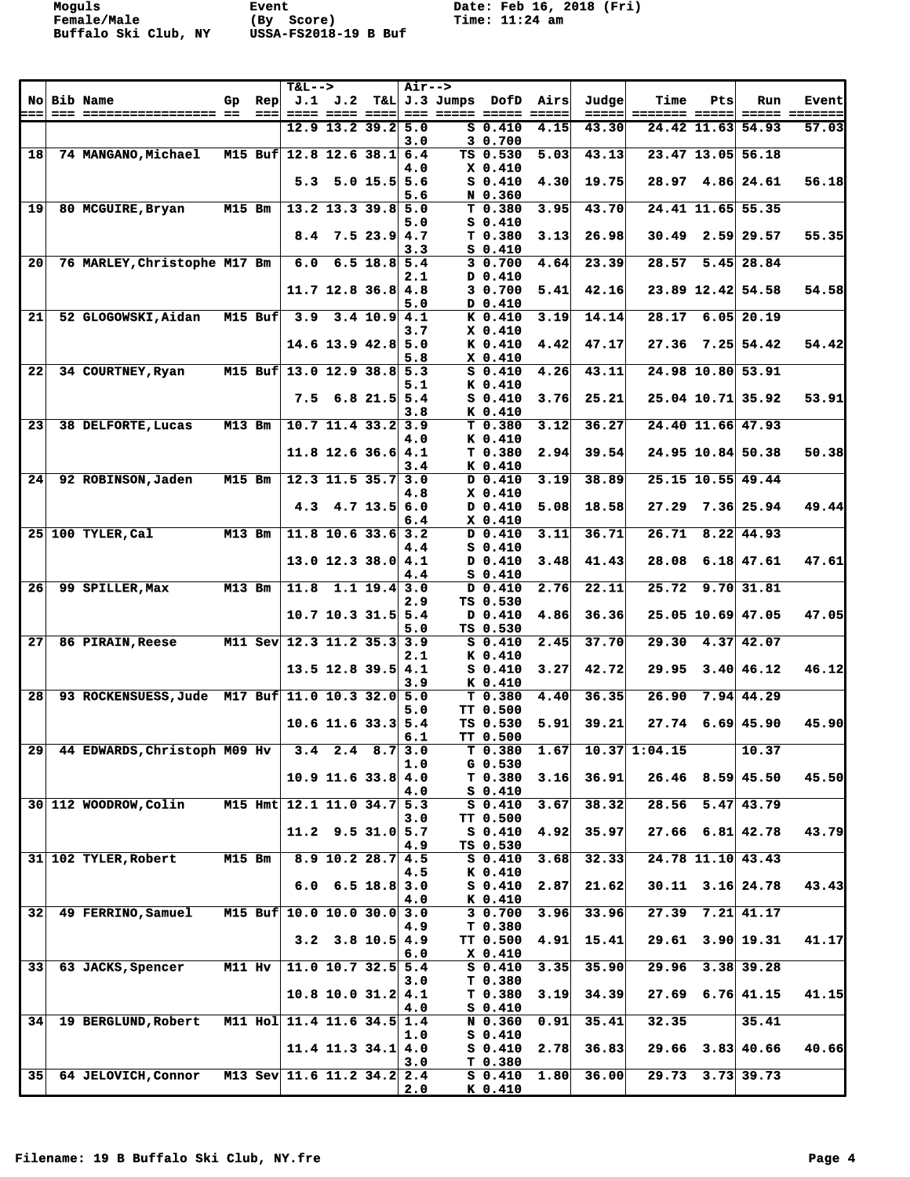Moguls Event Date: Feb 16, 2018 (Fri)
Female/Male (By Score) Time: 11:24 am
Buffalo Ski Club, NY USSA-FS2018-19 B Buf

| No | Bib | Name | Gp | Rep | J.1 | J.2 | T&L | J.3 | Jumps | DofD | Airs | Judge | Time | Pts | Run | Event |
|---|---|---|---|---|---|---|---|---|---|---|---|---|---|---|---|---|
| | | | | | 12.9 | 13.2 | 39.2 | 5.0 | S | 0.410 | 4.15 | 43.30 | 24.42 | 11.63 | 54.93 | 57.03 |
| | | | | | | | | 3.0 | 3 | 0.700 | | | | | | |
| 18 | 74 | MANGANO,Michael | M15 | Buf | 12.8 | 12.6 | 38.1 | 6.4 | TS | 0.530 | 5.03 | 43.13 | 23.47 | 13.05 | 56.18 | |
| | | | | | | | | 4.0 | X | 0.410 | | | | | | |
| | | | | | 5.3 | 5.0 | 15.5 | 5.6 | S | 0.410 | 4.30 | 19.75 | 28.97 | 4.86 | 24.61 | 56.18 |
| | | | | | | | | 5.6 | N | 0.360 | | | | | | |
| 19 | 80 | MCGUIRE,Bryan | M15 | Bm | 13.2 | 13.3 | 39.8 | 5.0 | T | 0.380 | 3.95 | 43.70 | 24.41 | 11.65 | 55.35 | |
| | | | | | | | | 5.0 | S | 0.410 | | | | | | |
| | | | | | 8.4 | 7.5 | 23.9 | 4.7 | T | 0.380 | 3.13 | 26.98 | 30.49 | 2.59 | 29.57 | 55.35 |
| | | | | | | | | 3.3 | S | 0.410 | | | | | | |
| 20 | 76 | MARLEY,Christophe | M17 | Bm | 6.0 | 6.5 | 18.8 | 5.4 | 3 | 0.700 | 4.64 | 23.39 | 28.57 | 5.45 | 28.84 | |
| | | | | | | | | 2.1 | D | 0.410 | | | | | | |
| | | | | | 11.7 | 12.8 | 36.8 | 4.8 | 3 | 0.700 | 5.41 | 42.16 | 23.89 | 12.42 | 54.58 | 54.58 |
| | | | | | | | | 5.0 | D | 0.410 | | | | | | |
| 21 | 52 | GLOGOWSKI,Aidan | M15 | Buf | 3.9 | 3.4 | 10.9 | 4.1 | K | 0.410 | 3.19 | 14.14 | 28.17 | 6.05 | 20.19 | |
| | | | | | | | | 3.7 | X | 0.410 | | | | | | |
| | | | | | 14.6 | 13.9 | 42.8 | 5.0 | K | 0.410 | 4.42 | 47.17 | 27.36 | 7.25 | 54.42 | 54.42 |
| | | | | | | | | 5.8 | X | 0.410 | | | | | | |
| 22 | 34 | COURTNEY,Ryan | M15 | Buf | 13.0 | 12.9 | 38.8 | 5.3 | S | 0.410 | 4.26 | 43.11 | 24.98 | 10.80 | 53.91 | |
| | | | | | | | | 5.1 | K | 0.410 | | | | | | |
| | | | | | 7.5 | 6.8 | 21.5 | 5.4 | S | 0.410 | 3.76 | 25.21 | 25.04 | 10.71 | 35.92 | 53.91 |
| | | | | | | | | 3.8 | K | 0.410 | | | | | | |
| 23 | 38 | DELFORTE,Lucas | M13 | Bm | 10.7 | 11.4 | 33.2 | 3.9 | T | 0.380 | 3.12 | 36.27 | 24.40 | 11.66 | 47.93 | |
| | | | | | | | | 4.0 | K | 0.410 | | | | | | |
| | | | | | 11.8 | 12.6 | 36.6 | 4.1 | T | 0.380 | 2.94 | 39.54 | 24.95 | 10.84 | 50.38 | 50.38 |
| | | | | | | | | 3.4 | K | 0.410 | | | | | | |
| 24 | 92 | ROBINSON,Jaden | M15 | Bm | 12.3 | 11.5 | 35.7 | 3.0 | D | 0.410 | 3.19 | 38.89 | 25.15 | 10.55 | 49.44 | |
| | | | | | | | | 4.8 | X | 0.410 | | | | | | |
| | | | | | 4.3 | 4.7 | 13.5 | 6.0 | D | 0.410 | 5.08 | 18.58 | 27.29 | 7.36 | 25.94 | 49.44 |
| | | | | | | | | 6.4 | X | 0.410 | | | | | | |
| 25 | 100 | TYLER,Cal | M13 | Bm | 11.8 | 10.6 | 33.6 | 3.2 | D | 0.410 | 3.11 | 36.71 | 26.71 | 8.22 | 44.93 | |
| | | | | | | | | 4.4 | S | 0.410 | | | | | | |
| | | | | | 13.0 | 12.3 | 38.0 | 4.1 | D | 0.410 | 3.48 | 41.43 | 28.08 | 6.18 | 47.61 | 47.61 |
| | | | | | | | | 4.4 | S | 0.410 | | | | | | |
| 26 | 99 | SPILLER,Max | M13 | Bm | 11.8 | 1.1 | 19.4 | 3.0 | D | 0.410 | 2.76 | 22.11 | 25.72 | 9.70 | 31.81 | |
| | | | | | | | | 2.9 | TS | 0.530 | | | | | | |
| | | | | | 10.7 | 10.3 | 31.5 | 5.4 | D | 0.410 | 4.86 | 36.36 | 25.05 | 10.69 | 47.05 | 47.05 |
| | | | | | | | | 5.0 | TS | 0.530 | | | | | | |
| 27 | 86 | PIRAIN,Reese | M11 | Sev | 12.3 | 11.2 | 35.3 | 3.9 | S | 0.410 | 2.45 | 37.70 | 29.30 | 4.37 | 42.07 | |
| | | | | | | | | 2.1 | K | 0.410 | | | | | | |
| | | | | | 13.5 | 12.8 | 39.5 | 4.1 | S | 0.410 | 3.27 | 42.72 | 29.95 | 3.40 | 46.12 | 46.12 |
| | | | | | | | | 3.9 | K | 0.410 | | | | | | |
| 28 | 93 | ROCKENSUESS,Jude | M17 | Buf | 11.0 | 10.3 | 32.0 | 5.0 | T | 0.380 | 4.40 | 36.35 | 26.90 | 7.94 | 44.29 | |
| | | | | | | | | 5.0 | TT | 0.500 | | | | | | |
| | | | | | 10.6 | 11.6 | 33.3 | 5.4 | TS | 0.530 | 5.91 | 39.21 | 27.74 | 6.69 | 45.90 | 45.90 |
| | | | | | | | | 6.1 | TT | 0.500 | | | | | | |
| 29 | 44 | EDWARDS,Christoph | M09 | Hv | 3.4 | 2.4 | 8.7 | 3.0 | T | 0.380 | 1.67 | 10.37 | 1:04.15 | | 10.37 | |
| | | | | | | | | 1.0 | G | 0.530 | | | | | | |
| | | | | | 10.9 | 11.6 | 33.8 | 4.0 | T | 0.380 | 3.16 | 36.91 | 26.46 | 8.59 | 45.50 | 45.50 |
| | | | | | | | | 4.0 | S | 0.410 | | | | | | |
| 30 | 112 | WOODROW,Colin | M15 | Hmt | 12.1 | 11.0 | 34.7 | 5.3 | S | 0.410 | 3.67 | 38.32 | 28.56 | 5.47 | 43.79 | |
| | | | | | | | | 3.0 | TT | 0.500 | | | | | | |
| | | | | | 11.2 | 9.5 | 31.0 | 5.7 | S | 0.410 | 4.92 | 35.97 | 27.66 | 6.81 | 42.78 | 43.79 |
| | | | | | | | | 4.9 | TS | 0.530 | | | | | | |
| 31 | 102 | TYLER,Robert | M15 | Bm | 8.9 | 10.2 | 28.7 | 4.5 | S | 0.410 | 3.68 | 32.33 | 24.78 | 11.10 | 43.43 | |
| | | | | | | | | 4.5 | K | 0.410 | | | | | | |
| | | | | | 6.0 | 6.5 | 18.8 | 3.0 | S | 0.410 | 2.87 | 21.62 | 30.11 | 3.16 | 24.78 | 43.43 |
| | | | | | | | | 4.0 | K | 0.410 | | | | | | |
| 32 | 49 | FERRINO,Samuel | M15 | Buf | 10.0 | 10.0 | 30.0 | 3.0 | 3 | 0.700 | 3.96 | 33.96 | 27.39 | 7.21 | 41.17 | |
| | | | | | | | | 4.9 | T | 0.380 | | | | | | |
| | | | | | 3.2 | 3.8 | 10.5 | 4.9 | TT | 0.500 | 4.91 | 15.41 | 29.61 | 3.90 | 19.31 | 41.17 |
| | | | | | | | | 6.0 | X | 0.410 | | | | | | |
| 33 | 63 | JACKS,Spencer | M11 | Hv | 11.0 | 10.7 | 32.5 | 5.4 | S | 0.410 | 3.35 | 35.90 | 29.96 | 3.38 | 39.28 | |
| | | | | | | | | 3.0 | T | 0.380 | | | | | | |
| | | | | | 10.8 | 10.0 | 31.2 | 4.1 | T | 0.380 | 3.19 | 34.39 | 27.69 | 6.76 | 41.15 | 41.15 |
| | | | | | | | | 4.0 | S | 0.410 | | | | | | |
| 34 | 19 | BERGLUND,Robert | M11 | Hol | 11.4 | 11.6 | 34.5 | 1.4 | N | 0.360 | 0.91 | 35.41 | 32.35 | | 35.41 | |
| | | | | | | | | 1.0 | S | 0.410 | | | | | | |
| | | | | | 11.4 | 11.3 | 34.1 | 4.0 | S | 0.410 | 2.78 | 36.83 | 29.66 | 3.83 | 40.66 | 40.66 |
| | | | | | | | | 3.0 | T | 0.380 | | | | | | |
| 35 | 64 | JELOVICH,Connor | M13 | Sev | 11.6 | 11.2 | 34.2 | 2.4 | S | 0.410 | 1.80 | 36.00 | 29.73 | 3.73 | 39.73 | |
| | | | | | | | | 2.0 | K | 0.410 | | | | | | |

Filename: 19 B Buffalo Ski Club, NY.fre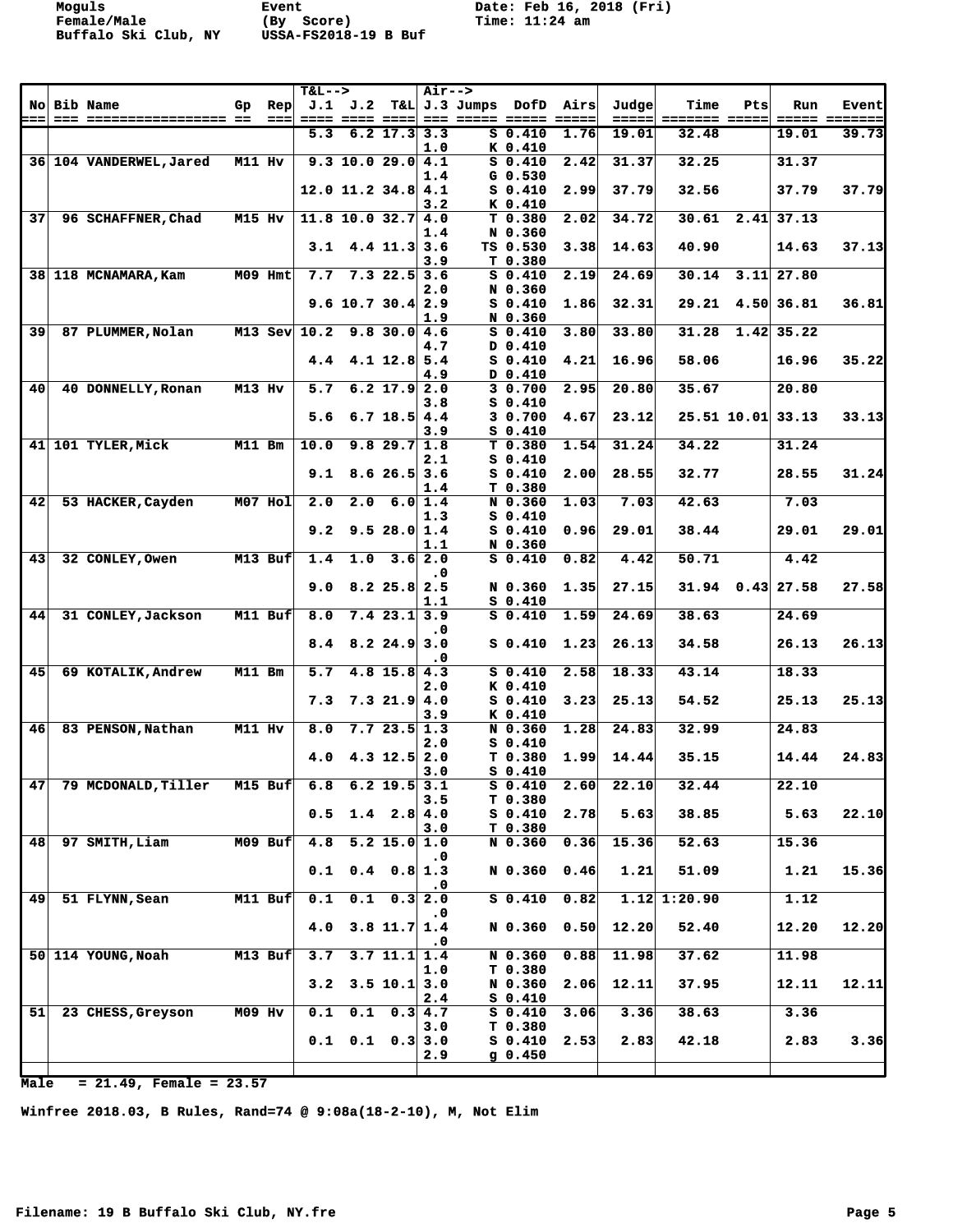Moguls Event Date: Feb 16, 2018 (Fri)
Female/Male (By Score) Time: 11:24 am
Buffalo Ski Club, NY USSA-FS2018-19 B Buf

| No | Bib | Name | Gp | Rep | J.1 | J.2 | T&L | J.3 | Jumps | DofD | Airs | Judge | Time | Pts | Run | Event |
|---|---|---|---|---|---|---|---|---|---|---|---|---|---|---|---|---|
| | | | | | 5.3 | 6.2 | 17.3 | 3.3 | S | 0.410 | 1.76 | 19.01 | 32.48 | | 19.01 | 39.73 |
| | | | | | | | | 1.0 | K | 0.410 | | | | | | |
| 36 | 104 | VANDERWEL,Jared | M11 | Hv | 9.3 | 10.0 | 29.0 | 4.1 | S | 0.410 | 2.42 | 31.37 | 32.25 | | 31.37 | |
| | | | | | | | | 1.4 | G | 0.530 | | | | | | |
| | | | | | 12.0 | 11.2 | 34.8 | 4.1 | S | 0.410 | 2.99 | 37.79 | 32.56 | | 37.79 | 37.79 |
| | | | | | | | | 3.2 | K | 0.410 | | | | | | |
| 37 | 96 | SCHAFFNER,Chad | M15 | Hv | 11.8 | 10.0 | 32.7 | 4.0 | T | 0.380 | 2.02 | 34.72 | 30.61 | 2.41 | 37.13 | |
| | | | | | | | | 1.4 | N | 0.360 | | | | | | |
| | | | | | 3.1 | 4.4 | 11.3 | 3.6 | TS | 0.530 | 3.38 | 14.63 | 40.90 | | 14.63 | 37.13 |
| | | | | | | | | 3.9 | T | 0.380 | | | | | | |
| 38 | 118 | MCNAMARA,Kam | M09 | Hmt | 7.7 | 7.3 | 22.5 | 3.6 | S | 0.410 | 2.19 | 24.69 | 30.14 | 3.11 | 27.80 | |
| | | | | | | | | 2.0 | N | 0.360 | | | | | | |
| | | | | | 9.6 | 10.7 | 30.4 | 2.9 | S | 0.410 | 1.86 | 32.31 | 29.21 | 4.50 | 36.81 | 36.81 |
| | | | | | | | | 1.9 | N | 0.360 | | | | | | |
| 39 | 87 | PLUMMER,Nolan | M13 | Sev | 10.2 | 9.8 | 30.0 | 4.6 | S | 0.410 | 3.80 | 33.80 | 31.28 | 1.42 | 35.22 | |
| | | | | | | | | 4.7 | D | 0.410 | | | | | | |
| | | | | | 4.4 | 4.1 | 12.8 | 5.4 | S | 0.410 | 4.21 | 16.96 | 58.06 | | 16.96 | 35.22 |
| | | | | | | | | 4.9 | D | 0.410 | | | | | | |
| 40 | 40 | DONNELLY,Ronan | M13 | Hv | 5.7 | 6.2 | 17.9 | 2.0 | 3 | 0.700 | 2.95 | 20.80 | 35.67 | | 20.80 | |
| | | | | | | | | 3.8 | S | 0.410 | | | | | | |
| | | | | | 5.6 | 6.7 | 18.5 | 4.4 | 3 | 0.700 | 4.67 | 23.12 | 25.51 | 10.01 | 33.13 | 33.13 |
| | | | | | | | | 3.9 | S | 0.410 | | | | | | |
| 41 | 101 | TYLER,Mick | M11 | Bm | 10.0 | 9.8 | 29.7 | 1.8 | T | 0.380 | 1.54 | 31.24 | 34.22 | | 31.24 | |
| | | | | | | | | 2.1 | S | 0.410 | | | | | | |
| | | | | | 9.1 | 8.6 | 26.5 | 3.6 | S | 0.410 | 2.00 | 28.55 | 32.77 | | 28.55 | 31.24 |
| | | | | | | | | 1.4 | T | 0.380 | | | | | | |
| 42 | 53 | HACKER,Cayden | M07 | Hol | 2.0 | 2.0 | 6.0 | 1.4 | N | 0.360 | 1.03 | 7.03 | 42.63 | | 7.03 | |
| | | | | | | | | 1.3 | S | 0.410 | | | | | | |
| | | | | | 9.2 | 9.5 | 28.0 | 1.4 | S | 0.410 | 0.96 | 29.01 | 38.44 | | 29.01 | 29.01 |
| | | | | | | | | 1.1 | N | 0.360 | | | | | | |
| 43 | 32 | CONLEY,Owen | M13 | Buf | 1.4 | 1.0 | 3.6 | 2.0 | S | 0.410 | 0.82 | 4.42 | 50.71 | | 4.42 | |
| | | | | | | | | .0 | | | | | | | | |
| | | | | | 9.0 | 8.2 | 25.8 | 2.5 | N | 0.360 | 1.35 | 27.15 | 31.94 | 0.43 | 27.58 | 27.58 |
| | | | | | | | | 1.1 | S | 0.410 | | | | | | |
| 44 | 31 | CONLEY,Jackson | M11 | Buf | 8.0 | 7.4 | 23.1 | 3.9 | S | 0.410 | 1.59 | 24.69 | 38.63 | | 24.69 | |
| | | | | | | | | .0 | | | | | | | | |
| | | | | | 8.4 | 8.2 | 24.9 | 3.0 | S | 0.410 | 1.23 | 26.13 | 34.58 | | 26.13 | 26.13 |
| | | | | | | | | .0 | | | | | | | | |
| 45 | 69 | KOTALIK,Andrew | M11 | Bm | 5.7 | 4.8 | 15.8 | 4.3 | S | 0.410 | 2.58 | 18.33 | 43.14 | | 18.33 | |
| | | | | | | | | 2.0 | K | 0.410 | | | | | | |
| | | | | | 7.3 | 7.3 | 21.9 | 4.0 | S | 0.410 | 3.23 | 25.13 | 54.52 | | 25.13 | 25.13 |
| | | | | | | | | 3.9 | K | 0.410 | | | | | | |
| 46 | 83 | PENSON,Nathan | M11 | Hv | 8.0 | 7.7 | 23.5 | 1.3 | N | 0.360 | 1.28 | 24.83 | 32.99 | | 24.83 | |
| | | | | | | | | 2.0 | S | 0.410 | | | | | | |
| | | | | | 4.0 | 4.3 | 12.5 | 2.0 | T | 0.380 | 1.99 | 14.44 | 35.15 | | 14.44 | 24.83 |
| | | | | | | | | 3.0 | S | 0.410 | | | | | | |
| 47 | 79 | MCDONALD,Tiller | M15 | Buf | 6.8 | 6.2 | 19.5 | 3.1 | S | 0.410 | 2.60 | 22.10 | 32.44 | | 22.10 | |
| | | | | | | | | 3.5 | T | 0.380 | | | | | | |
| | | | | | 0.5 | 1.4 | 2.8 | 4.0 | S | 0.410 | 2.78 | 5.63 | 38.85 | | 5.63 | 22.10 |
| | | | | | | | | 3.0 | T | 0.380 | | | | | | |
| 48 | 97 | SMITH,Liam | M09 | Buf | 4.8 | 5.2 | 15.0 | 1.0 | N | 0.360 | 0.36 | 15.36 | 52.63 | | 15.36 | |
| | | | | | | | | .0 | | | | | | | | |
| | | | | | 0.1 | 0.4 | 0.8 | 1.3 | N | 0.360 | 0.46 | 1.21 | 51.09 | | 1.21 | 15.36 |
| | | | | | | | | .0 | | | | | | | | |
| 49 | 51 | FLYNN,Sean | M11 | Buf | 0.1 | 0.1 | 0.3 | 2.0 | S | 0.410 | 0.82 | 1.12 | 1:20.90 | | 1.12 | |
| | | | | | | | | .0 | | | | | | | | |
| | | | | | 4.0 | 3.8 | 11.7 | 1.4 | N | 0.360 | 0.50 | 12.20 | 52.40 | | 12.20 | 12.20 |
| | | | | | | | | .0 | | | | | | | | |
| 50 | 114 | YOUNG,Noah | M13 | Buf | 3.7 | 3.7 | 11.1 | 1.4 | N | 0.360 | 0.88 | 11.98 | 37.62 | | 11.98 | |
| | | | | | | | | 1.0 | T | 0.380 | | | | | | |
| | | | | | 3.2 | 3.5 | 10.1 | 3.0 | N | 0.360 | 2.06 | 12.11 | 37.95 | | 12.11 | 12.11 |
| | | | | | | | | 2.4 | S | 0.410 | | | | | | |
| 51 | 23 | CHESS,Greyson | M09 | Hv | 0.1 | 0.1 | 0.3 | 4.7 | S | 0.410 | 3.06 | 3.36 | 38.63 | | 3.36 | |
| | | | | | | | | 3.0 | T | 0.380 | | | | | | |
| | | | | | 0.1 | 0.1 | 0.3 | 3.0 | S | 0.410 | 2.53 | 2.83 | 42.18 | | 2.83 | 3.36 |
| | | | | | | | | 2.9 | g | 0.450 | | | | | | |

Male = 21.49, Female = 23.57

Winfree 2018.03, B Rules, Rand=74 @ 9:08a(18-2-10), M, Not Elim

Filename: 19 B Buffalo Ski Club, NY.fre